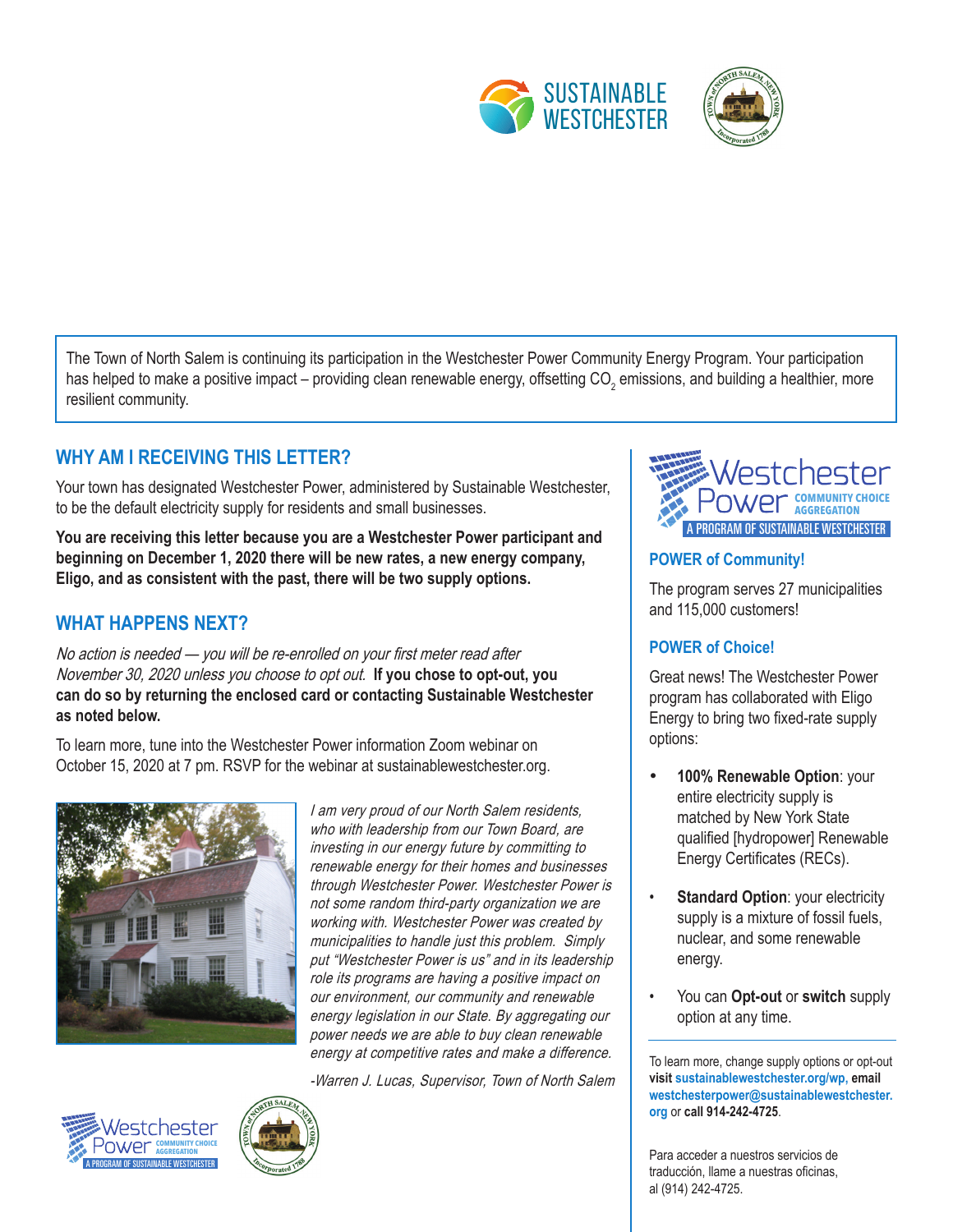The Town of North Salem is continuing its participation in the Westchester Power Community Energy Program. Your participation has helped to make a positive impact – providing clean renewable energy, offsetting $CO_2$ emissions, and building a healthier, more resilient community.

## WHY AM I RECEIVING THIS LETTER?

Your town has designated Westchester Power, administered by Sustainable Westchester, to be the default electricity supply for residents and small businesses.

**You are receiving this letter because you are a Westchester Power participant and beginning on December 1, 2020 there will be new rates, a new energy company, Eligo, and as consistent with the past, there will be two supply options.**

## WHAT HAPPENS NEXT?

*No action is needed — you will be re-enrolled on your first meter read after November 30, 2020 unless you choose to opt out.* **If you chose to opt-out, you can do so by returning the enclosed card or contacting Sustainable Westchester as noted below.**

To learn more, tune into the Westchester Power information Zoom webinar on October 15, 2020 at 7 pm. RSVP for the webinar at sustainablewestchester.org.

*I am very proud of our North Salem residents, who with leadership from our Town Board, are investing in our energy future by committing to renewable energy for their homes and businesses through Westchester Power. Westchester Power is not some random third-party organization we are working with. Westchester Power was created by municipalities to handle just this problem. Simply put "Westchester Power is us" and in its leadership role its programs are having a positive impact on our environment, our community and renewable energy legislation in our State. By aggregating our power needs we are able to buy clean renewable energy at competitive rates and make a difference.*

*-Warren J. Lucas, Supervisor, Town of North Salem*

### POWER of Community!

The program serves 27 municipalities and 115,000 customers!

### POWER of Choice!

Great news! The Westchester Power program has collaborated with Eligo Energy to bring two fixed-rate supply options:

- **100% Renewable Option**: your entire electricity supply is matched by New York State qualified [hydropower] Renewable Energy Certificates (RECs).
- **Standard Option**: your electricity supply is a mixture of fossil fuels, nuclear, and some renewable energy.
- You can **Opt-out** or **switch** supply option at any time.

To learn more, change supply options or opt-out **visit sustainablewestchester.org/wp, email westchesterpower@sustainablewestchester.org** or **call 914-242-4725**.

Para acceder a nuestros servicios de traducción, llame a nuestras oficinas, al (914) 242-4725.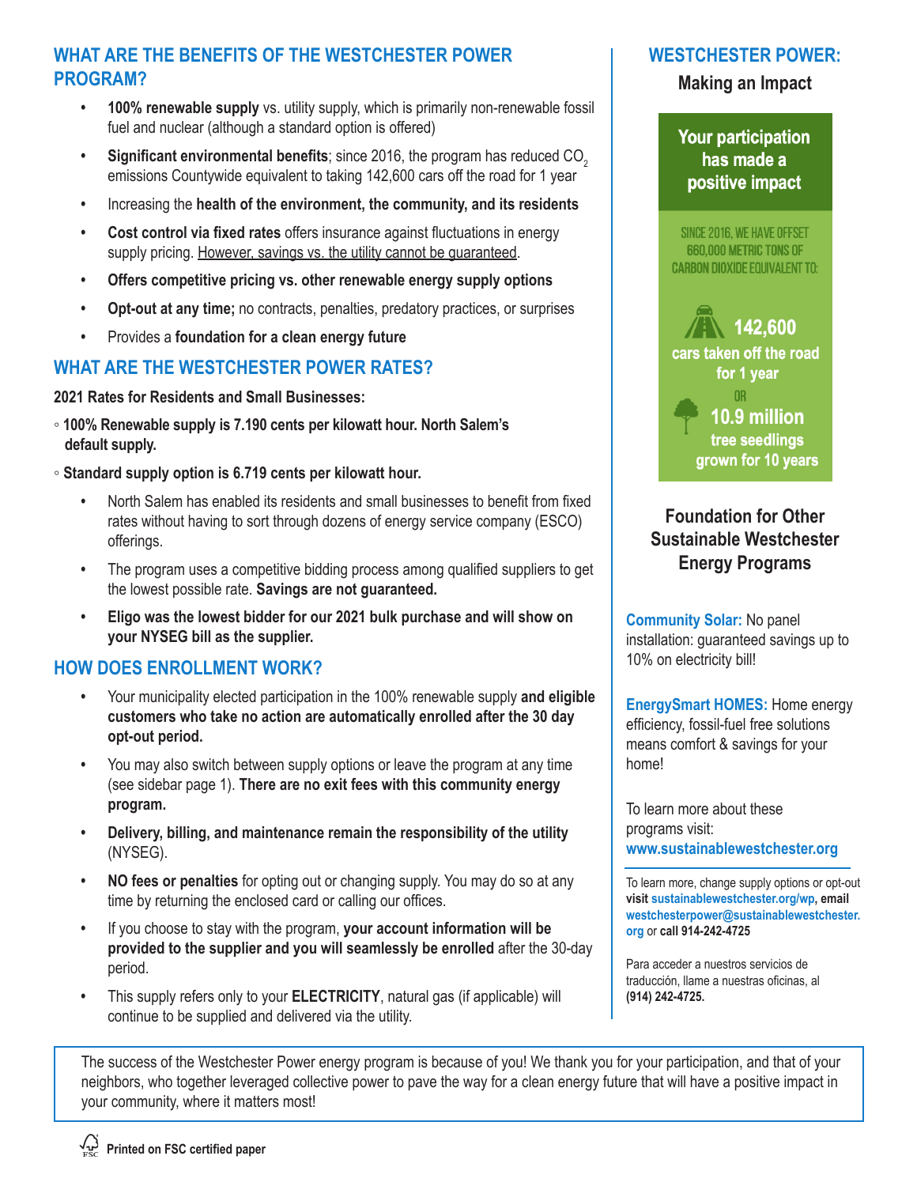## WHAT ARE THE BENEFITS OF THE WESTCHESTER POWER PROGRAM?

- **100% renewable supply** vs. utility supply, which is primarily non-renewable fossil fuel and nuclear (although a standard option is offered)
- **Significant environmental benefits**; since 2016, the program has reduced $CO_2$ emissions Countywide equivalent to taking 142,600 cars off the road for 1 year
- Increasing the **health of the environment, the community, and its residents**
- **Cost control via fixed rates** offers insurance against fluctuations in energy supply pricing. However, savings vs. the utility cannot be guaranteed.
- **Offers competitive pricing vs. other renewable energy supply options**
- **Opt-out at any time;** no contracts, penalties, predatory practices, or surprises
- Provides a **foundation for a clean energy future**

## WHAT ARE THE WESTCHESTER POWER RATES?

**2021 Rates for Residents and Small Businesses:**

- **100% Renewable supply is 7.190 cents per kilowatt hour. North Salem's default supply.**
- **Standard supply option is 6.719 cents per kilowatt hour.**

- North Salem has enabled its residents and small businesses to benefit from fixed rates without having to sort through dozens of energy service company (ESCO) offerings.
- The program uses a competitive bidding process among qualified suppliers to get the lowest possible rate. **Savings are not guaranteed.**
- **Eligo was the lowest bidder for our 2021 bulk purchase and will show on your NYSEG bill as the supplier.**

## HOW DOES ENROLLMENT WORK?

- Your municipality elected participation in the 100% renewable supply **and eligible customers who take no action are automatically enrolled after the 30 day opt-out period.**
- You may also switch between supply options or leave the program at any time (see sidebar page 1). **There are no exit fees with this community energy program.**
- **Delivery, billing, and maintenance remain the responsibility of the utility** (NYSEG).
- **NO fees or penalties** for opting out or changing supply. You may do so at any time by returning the enclosed card or calling our offices.
- If you choose to stay with the program, **your account information will be provided to the supplier and you will seamlessly be enrolled** after the 30-day period.
- This supply refers only to your **ELECTRICITY**, natural gas (if applicable) will continue to be supplied and delivered via the utility.

## WESTCHESTER POWER:

### Making an Impact

**Your participation has made a positive impact**

SINCE 2016, WE HAVE OFFSET 660,000 METRIC TONS OF CARBON DIOXIDE EQUIVALENT TO:

**142,600**
**cars taken off the road for 1 year**

OR

**10.9 million**
**tree seedlings grown for 10 years**

### Foundation for Other Sustainable Westchester Energy Programs

**Community Solar:** No panel installation: guaranteed savings up to 10% on electricity bill!

**EnergySmart HOMES:** Home energy efficiency, fossil-fuel free solutions means comfort & savings for your home!

To learn more about these programs visit: **www.sustainablewestchester.org**

To learn more, change supply options or opt-out **visit sustainablewestchester.org/wp, email westchesterpower@sustainablewestchester.org** or **call 914-242-4725**

Para acceder a nuestros servicios de traducción, llame a nuestras oficinas, al **(914) 242-4725.**

The success of the Westchester Power energy program is because of you! We thank you for your participation, and that of your neighbors, who together leveraged collective power to pave the way for a clean energy future that will have a positive impact in your community, where it matters most!

**Printed on FSC certified paper**